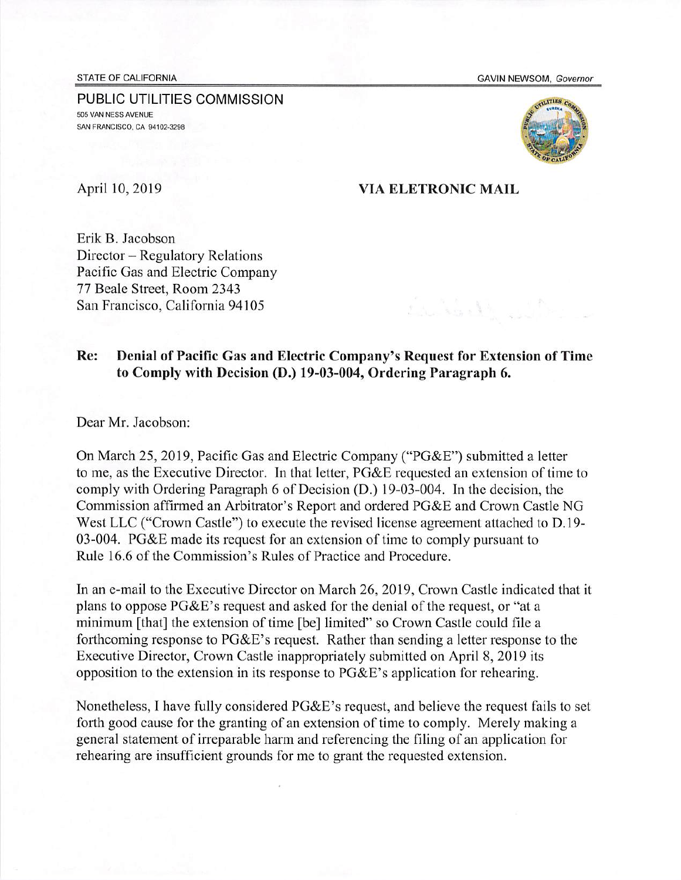STATE OF CALIFORNIA GAVIN NEWSOM, *Governor*

PUBLIC UTILITIES COMMISSION
505 VAN NESS AVENUE
SAN FRANCISCO, CA 94102-3298

April 10, 2019 **VIA ELETRONIC MAIL**

Erik B. Jacobson
Director – Regulatory Relations
Pacific Gas and Electric Company
77 Beale Street, Room 2343
San Francisco, California 94105

**Re: Denial of Pacific Gas and Electric Company's Request for Extension of Time to Comply with Decision (D.) 19-03-004, Ordering Paragraph 6.**

Dear Mr. Jacobson:

On March 25, 2019, Pacific Gas and Electric Company ("PG&E") submitted a letter to me, as the Executive Director. In that letter, PG&E requested an extension of time to comply with Ordering Paragraph 6 of Decision (D.) 19-03-004. In the decision, the Commission affirmed an Arbitrator's Report and ordered PG&E and Crown Castle NG West LLC ("Crown Castle") to execute the revised license agreement attached to D.19-03-004. PG&E made its request for an extension of time to comply pursuant to Rule 16.6 of the Commission's Rules of Practice and Procedure.

In an e-mail to the Executive Director on March 26, 2019, Crown Castle indicated that it plans to oppose PG&E's request and asked for the denial of the request, or "at a minimum [that] the extension of time [be] limited" so Crown Castle could file a forthcoming response to PG&E's request. Rather than sending a letter response to the Executive Director, Crown Castle inappropriately submitted on April 8, 2019 its opposition to the extension in its response to PG&E's application for rehearing.

Nonetheless, I have fully considered PG&E's request, and believe the request fails to set forth good cause for the granting of an extension of time to comply. Merely making a general statement of irreparable harm and referencing the filing of an application for rehearing are insufficient grounds for me to grant the requested extension.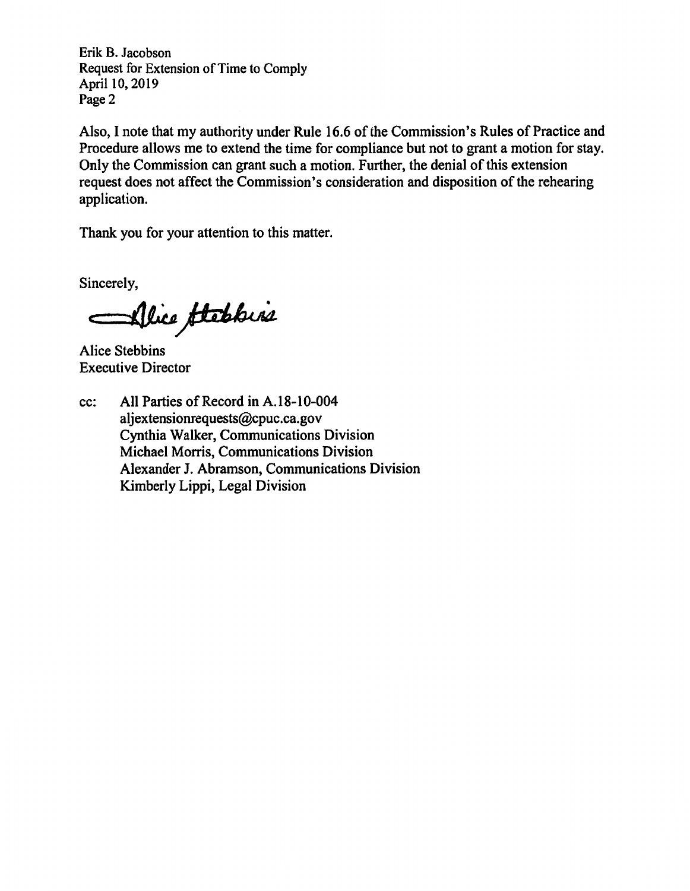Also, I note that my authority under Rule 16.6 of the Commission's Rules of Practice and Procedure allows me to extend the time for compliance but not to grant a motion for stay. Only the Commission can grant such a motion. Further, the denial of this extension request does not affect the Commission's consideration and disposition of the rehearing application.

Thank you for your attention to this matter.

Sincerely,

Alice Stebbins

Alice Stebbins
Executive Director

cc: All Parties of Record in A.18-10-004
aljextensionrequests@cpuc.ca.gov
Cynthia Walker, Communications Division
Michael Morris, Communications Division
Alexander J. Abramson, Communications Division
Kimberly Lippi, Legal Division